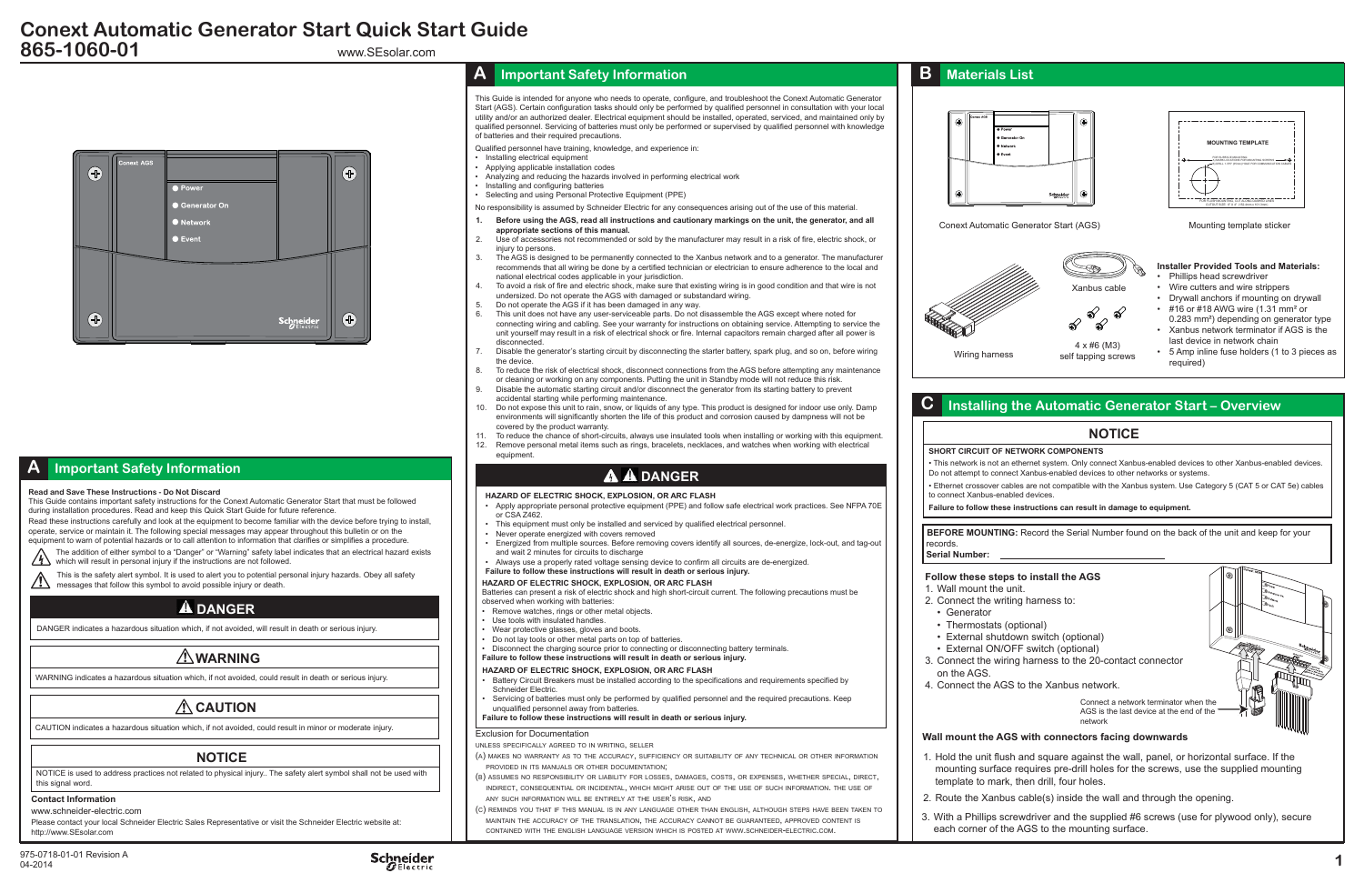# Conext Automatic Generator Start Quick Start Guide
# 865-1060-01

www.SEsolar.com

## A Important Safety Information

**Read and Save These Instructions - Do Not Discard**

This Guide contains important safety instructions for the Conext Automatic Generator Start that must be followed during installation procedures. Read and keep this Quick Start Guide for future reference.

Read these instructions carefully and look at the equipment to become familiar with the device before trying to install, operate, service or maintain it. The following special messages may appear throughout this bulletin or on the equipment to warn of potential hazards or to call attention to information that clarifies or simplifies a procedure.

The addition of either symbol to a "Danger" or "Warning" safety label indicates that an electrical hazard exists which will result in personal injury if the instructions are not followed.

This is the safety alert symbol. It is used to alert you to potential personal injury hazards. Obey all safety messages that follow this symbol to avoid possible injury or death.

**DANGER**

DANGER indicates a hazardous situation which, if not avoided, will result in death or serious injury.

**WARNING**

WARNING indicates a hazardous situation which, if not avoided, could result in death or serious injury.

**CAUTION**

CAUTION indicates a hazardous situation which, if not avoided, could result in minor or moderate injury.

**NOTICE**

NOTICE is used to address practices not related to physical injury.. The safety alert symbol shall not be used with this signal word.

**Contact Information**

www.schneider-electric.com

Please contact your local Schneider Electric Sales Representative or visit the Schneider Electric website at: http://www.SEsolar.com

975-0718-01-01 Revision A
04-2014

## A Important Safety Information

This Guide is intended for anyone who needs to operate, configure, and troubleshoot the Conext Automatic Generator Start (AGS). Certain configuration tasks should only be performed by qualified personnel in consultation with your local utility and/or an authorized dealer. Electrical equipment should be installed, operated, serviced, and maintained only by qualified personnel. Servicing of batteries must only be performed or supervised by qualified personnel with knowledge of batteries and their required precautions.

Qualified personnel have training, knowledge, and experience in:

- Installing electrical equipment
- Applying applicable installation codes
- Analyzing and reducing the hazards involved in performing electrical work
- Installing and configuring batteries
- Selecting and using Personal Protective Equipment (PPE)

No responsibility is assumed by Schneider Electric for any consequences arising out of the use of this material.

1. **Before using the AGS, read all instructions and cautionary markings on the unit, the generator, and all appropriate sections of this manual.**
2. Use of accessories not recommended or sold by the manufacturer may result in a risk of fire, electric shock, or injury to persons.
3. The AGS is designed to be permanently connected to the Xanbus network and to a generator. The manufacturer recommends that all wiring be done by a certified technician or electrician to ensure adherence to the local and national electrical codes applicable in your jurisdiction.
4. To avoid a risk of fire and electric shock, make sure that existing wiring is in good condition and that wire is not undersized. Do not operate the AGS with damaged or substandard wiring.
5. Do not operate the AGS if it has been damaged in any way.
6. This unit does not have any user-serviceable parts. Do not disassemble the AGS except where noted for connecting wiring and cabling. See your warranty for instructions on obtaining service. Attempting to service the unit yourself may result in a risk of electrical shock or fire. Internal capacitors remain charged after all power is disconnected.
7. Disable the generator's starting circuit by disconnecting the starter battery, spark plug, and so on, before wiring the device.
8. To reduce the risk of electrical shock, disconnect connections from the AGS before attempting any maintenance or cleaning or working on any components. Putting the unit in Standby mode will not reduce this risk.
9. Disable the automatic starting circuit and/or disconnect the generator from its starting battery to prevent accidental starting while performing maintenance.
10. Do not expose this unit to rain, snow, or liquids of any type. This product is designed for indoor use only. Damp environments will significantly shorten the life of this product and corrosion caused by dampness will not be covered by the product warranty.
11. To reduce the chance of short-circuits, always use insulated tools when installing or working with this equipment.
12. Remove personal metal items such as rings, bracelets, necklaces, and watches when working with electrical equipment.

**DANGER**

**HAZARD OF ELECTRIC SHOCK, EXPLOSION, OR ARC FLASH**

- Apply appropriate personal protective equipment (PPE) and follow safe electrical work practices. See NFPA 70E or CSA Z462.
- This equipment must only be installed and serviced by qualified personnel.
- Never operate energized with covers removed
- Energized from multiple sources. Before removing covers identify all sources, de-energize, lock-out, and tag-out and wait 2 minutes for circuits to discharge
- Always use a properly rated voltage sensing device to confirm all circuits are de-energized.

**Failure to follow these instructions will result in death or serious injury.**

**HAZARD OF ELECTRIC SHOCK, EXPLOSION, OR ARC FLASH**

Batteries can present a risk of electric shock and high short-circuit current. The following precautions must be observed when working with batteries:

- Remove watches, rings or other metal objects.
- Use tools with insulated handles.
- Wear protective glasses, gloves and boots.
- Do not lay tools or other metal parts on top of batteries.
- Disconnect the charging source prior to connecting or disconnecting battery terminals.

**Failure to follow these instructions will result in death or serious injury.**

**HAZARD OF ELECTRIC SHOCK, EXPLOSION, OR ARC FLASH**

- Battery Circuit Breakers must be installed according to the specifications and requirements specified by Schneider Electric.
- Servicing of batteries must only be performed by qualified personnel with the required precautions. Keep unqualified personnel away from batteries.

**Failure to follow these instructions will result in death or serious injury.**

Exclusion for Documentation

UNLESS SPECIFICALLY AGREED TO IN WRITING, SELLER

(A) MAKES NO WARRANTY AS TO THE ACCURACY, SUFFICIENCY OR SUITABILITY OF ANY TECHNICAL OR OTHER INFORMATION PROVIDED IN ITS MANUALS OR OTHER DOCUMENTATION;

(B) ASSUMES NO RESPONSIBILITY OR LIABILITY FOR LOSSES, DAMAGES, COSTS, OR EXPENSES, WHETHER SPECIAL, DIRECT, INDIRECT, CONSEQUENTIAL OR INCIDENTAL, WHICH MIGHT ARISE OUT OF THE USE OF SUCH INFORMATION. THE USE OF ANY SUCH INFORMATION WILL BE ENTIRELY AT THE USER'S RISK, AND

(C) REMINDS YOU THAT IF THIS MANUAL IS IN ANY LANGUAGE OTHER THAN ENGLISH, ALTHOUGH STEPS HAVE BEEN TAKEN TO MAINTAIN THE ACCURACY OF THE TRANSLATION, THE ACCURACY CANNOT BE GUARANTEED, APPROVED CONTENT IS CONTAINED WITH THE ENGLISH LANGUAGE VERSION WHICH IS POSTED AT WWW.SCHNEIDER-ELECTRIC.COM.

## B Materials List

- Conext Automatic Generator Start (AGS)
- Mounting template sticker
- Wiring harness
- Xanbus cable
- 4 x #6 (M3) self tapping screws

**Installer Provided Tools and Materials:**

- Phillips head screwdriver
- Wire cutters and wire strippers
- Drywall anchors if mounting on drywall
- #16 or #18 AWG wire (1.31 mm² or 0.283 mm²) depending on generator type
- Xanbus network terminator if AGS is the last device in network chain
- 5 Amp inline fuse holders (1 to 3 pieces as required)

## C Installing the Automatic Generator Start – Overview

**NOTICE**

**SHORT CIRCUIT OF NETWORK COMPONENTS**

- This network is not an ethernet system. Only connect Xanbus-enabled devices to other Xanbus-enabled devices. Do not attempt to connect Xanbus-enabled devices to other networks or systems.
- Ethernet crossover cables are not compatible with the Xanbus system. Use Category 5 (CAT 5 or CAT 5e) cables to connect Xanbus-enabled devices.

**Failure to follow these instructions can result in damage to equipment.**

**BEFORE MOUNTING:** Record the Serial Number found on the back of the unit and keep for your records.

**Serial Number:** ______________________

**Follow these steps to install the AGS**

1. Wall mount the unit.
2. Connect the writing harness to:
   - Generator
   - Thermostats (optional)
   - External shutdown switch (optional)
   - External ON/OFF switch (optional)
3. Connect the wiring harness to the 20-contact connector on the AGS.
4. Connect the AGS to the Xanbus network.

Connect a network terminator when the AGS is the last device at the end of the network

**Wall mount the AGS with connectors facing downwards**

1. Hold the unit flush and square against the wall, panel, or horizontal surface. If the mounting surface requires pre-drill holes for the screws, use the supplied mounting template to mark, then drill, four holes.
2. Route the Xanbus cable(s) inside the wall and through the opening.
3. With a Phillips screwdriver and the supplied #6 screws (use for plywood only), secure each corner of the AGS to the mounting surface.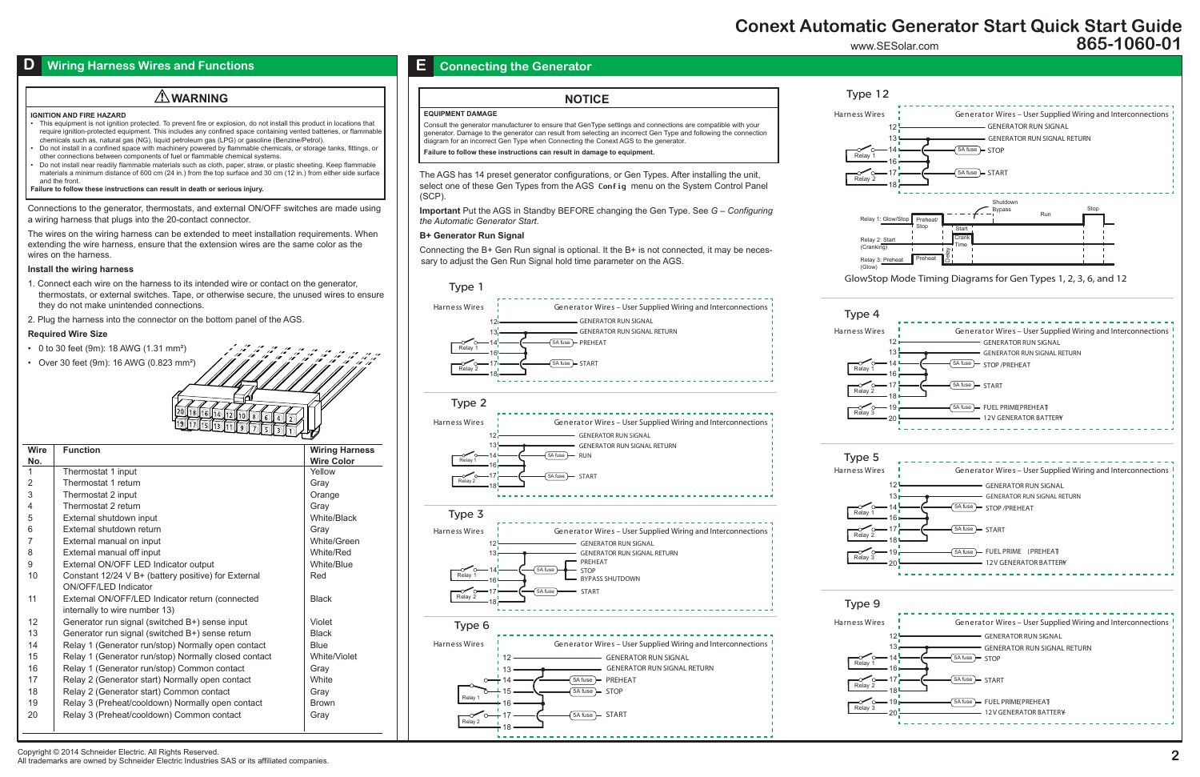# Conext Automatic Generator Start Quick Start Guide 865-1060-01

www.SESolar.com

## D Wiring Harness Wires and Functions

### ⚠WARNING

**IGNITION AND FIRE HAZARD**

- This equipment is not ignition protected. To prevent fire or explosion, do not install this product in locations that require ignition-protected equipment. This includes any confined space containing vented batteries, or flammable chemicals such as, natural gas (NG), liquid petroleum gas (LPG) or gasoline (Benzine/Petrol).
- Do not install in a confined space with machinery powered by flammable chemicals, or storage tanks, fittings, or other connections between components of fuel or flammable chemical systems.
- Do not install near readily flammable materials such as cloth, paper, straw, or plastic sheeting. Keep flammable materials a minimum distance of 600 cm (24 in.) from the top surface and 30 cm (12 in.) from either side surface and the front.

**Failure to follow these instructions can result in death or serious injury.**

Connections to the generator, thermostats, and external ON/OFF switches are made using a wiring harness that plugs into the 20-contact connector.

The wires on the wiring harness can be extended to meet installation requirements. When extending the wire harness, ensure that the extension wires are the same color as the wires on the harness.

**Install the wiring harness**

1. Connect each wire on the harness to its intended wire or contact on the generator, thermostats, or external switches. Tape, or otherwise secure, the unused wires to ensure they do not make unintended connections.
2. Plug the harness into the connector on the bottom panel of the AGS.

**Required Wire Size**

- 0 to 30 feet (9m): 18 AWG (1.31 mm²)
- Over 30 feet (9m): 16 AWG (0.823 mm²)

| Wire No. | Function | Wiring Harness Wire Color |
|---|---|---|
| 1 | Thermostat 1 input | Yellow |
| 2 | Thermostat 1 return | Gray |
| 3 | Thermostat 2 input | Orange |
| 4 | Thermostat 2 return | Gray |
| 5 | External shutdown input | White/Black |
| 6 | External shutdown return | Gray |
| 7 | External manual on input | White/Green |
| 8 | External manual off input | White/Red |
| 9 | External ON/OFF LED Indicator output | White/Blue |
| 10 | Constant 12/24 V B+ (battery positive) for External ON/OFF/LED Indicator | Red |
| 11 | External ON/OFF/LED Indicator return (connected internally to wire number 13) | Black |
| 12 | Generator run signal (switched B+) sense input | Violet |
| 13 | Generator run signal (switched B+) sense return | Black |
| 14 | Relay 1 (Generator run/stop) Normally open contact | Blue |
| 15 | Relay 1 (Generator run/stop) Normally closed contact | White/Violet |
| 16 | Relay 1 (Generator run/stop) Common contact | Gray |
| 17 | Relay 2 (Generator start) Normally open contact | White |
| 18 | Relay 2 (Generator start) Common contact | Gray |
| 19 | Relay 3 (Preheat/cooldown) Normally open contact | Brown |
| 20 | Relay 3 (Preheat/cooldown) Common contact | Gray |

## E Connecting the Generator

### NOTICE

**EQUIPMENT DAMAGE**

Consult the generator manufacturer to ensure that GenType settings and connections are compatible with your generator. Damage to the generator can result from selecting an incorrect Gen Type and following the connection diagram for an incorrect Gen Type when Connecting the Conext AGS to the generator.

**Failure to follow these instructions can result in damage to equipment.**

The AGS has 14 preset generator configurations, or Gen Types. After installing the unit, select one of these Gen Types from the AGS `Config` menu on the System Control Panel (SCP).

**Important** Put the AGS in Standby BEFORE changing the Gen Type. See *G – Configuring the Automatic Generator Start.*

**B+ Generator Run Signal**

Connecting the B+ Gen Run signal is optional. It the B+ is not connected, it may be necessary to adjust the Gen Run Signal hold time parameter on the AGS.

### Type 1

Harness Wires — Generator Wires – User Supplied Wiring and Interconnections

- 12 — GENERATOR RUN SIGNAL
- 13 — GENERATOR RUN SIGNAL RETURN
- 14 (Relay 1, 16) — 5A fuse — PREHEAT
- 17 (Relay 2, 18) — 5A fuse — START

### Type 2

Harness Wires — Generator Wires – User Supplied Wiring and Interconnections

- 12 — GENERATOR RUN SIGNAL
- 13 — GENERATOR RUN SIGNAL RETURN
- 14 (Relay 1, 16) — 5A fuse — RUN
- 17 (Relay 2, 18) — 5A fuse — START

### Type 3

Harness Wires — Generator Wires – User Supplied Wiring and Interconnections

- 12 — GENERATOR RUN SIGNAL
- 13 — GENERATOR RUN SIGNAL RETURN
- 14 (Relay 1, 16) — 5A fuse — PREHEAT / STOP / BYPASS SHUTDOWN
- 17 (Relay 2, 18) — 5A fuse — START

### Type 6

Harness Wires — Generator Wires – User Supplied Wiring and Interconnections

- 12 — GENERATOR RUN SIGNAL
- 13 — GENERATOR RUN SIGNAL RETURN
- 14 (Relay 1) — 5A fuse — PREHEAT
- 15 (Relay 1) — 5A fuse — STOP
- 16
- 17 (Relay 2, 18) — 5A fuse — START

### Type 12

Harness Wires — Generator Wires – User Supplied Wiring and Interconnections

- 12 — GENERATOR RUN SIGNAL
- 13 — GENERATOR RUN SIGNAL RETURN
- 14 (Relay 1, 16) — 5A fuse — STOP
- 17 (Relay 2, 18) — 5A fuse — START

Timing diagram: Relay 1: Glow/Stop (Preheat/Stop, Shutdown Bypass, Run, Stop); Relay 2: Start (Cranking) (Start, Crank Time); Relay 3: Preheat (Glow) (Preheat, Delay)

GlowStop Mode Timing Diagrams for Gen Types 1, 2, 3, 6, and 12

### Type 4

Harness Wires — Generator Wires – User Supplied Wiring and Interconnections

- 12 — GENERATOR RUN SIGNAL
- 13 — GENERATOR RUN SIGNAL RETURN
- 14 (Relay 1, 16) — 5A fuse — STOP /PREHEAT
- 17 (Relay 2, 18) — 5A fuse — START
- 19 (Relay 3) — 5A fuse — FUEL PRIME(PREHEAT)
- 20 — 12V GENERATOR BATTERY

### Type 5

Harness Wires — Generator Wires – User Supplied Wiring and Interconnections

- 12 — GENERATOR RUN SIGNAL
- 13 — GENERATOR RUN SIGNAL RETURN
- 14 (Relay 1, 16) — 5A fuse — STOP /PREHEAT
- 17 (Relay 2, 18) — 5A fuse — START
- 19 (Relay 3) — 5A fuse — FUEL PRIME (PREHEAT)
- 20 — 12V GENERATOR BATTERY

### Type 9

Harness Wires — Generator Wires – User Supplied Wiring and Interconnections

- 12 — GENERATOR RUN SIGNAL
- 13 — GENERATOR RUN SIGNAL RETURN
- 14 (Relay 1, 16) — 5A fuse — STOP
- 17 (Relay 2, 18) — 5A fuse — START
- 19 (Relay 3) — 5A fuse — FUEL PRIME(PREHEAT)
- 20 — 12V GENERATOR BATTERY

Copyright © 2014 Schneider Electric. All Rights Reserved.
All trademarks are owned by Schneider Electric Industries SAS or its affiliated companies.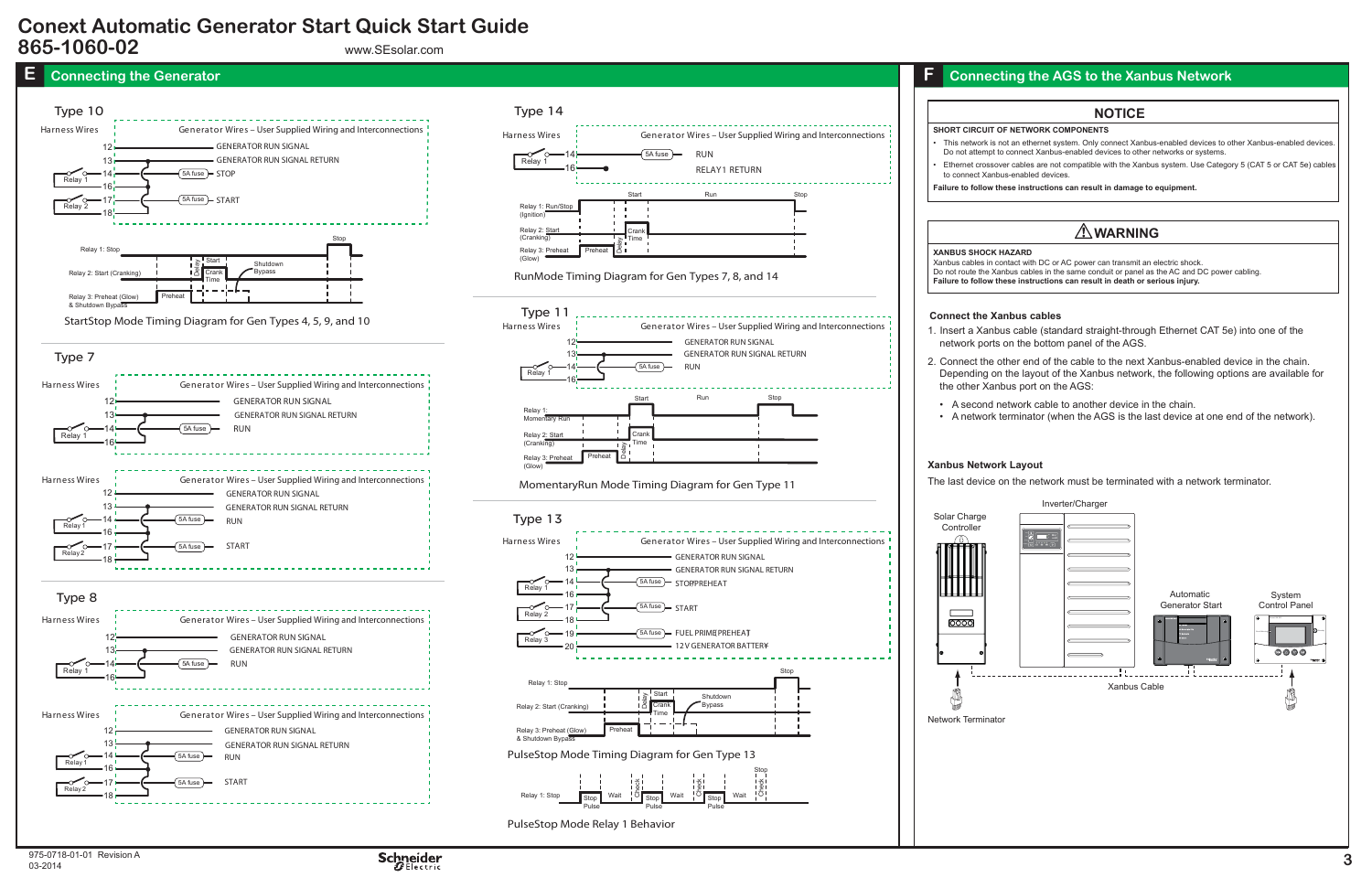# Conext Automatic Generator Start Quick Start Guide
## 865-1060-02

www.SEsolar.com

## E Connecting the Generator

### Type 10

Harness Wires — Generator Wires – User Supplied Wiring and Interconnections

- 12 — GENERATOR RUN SIGNAL
- 13 — GENERATOR RUN SIGNAL RETURN
- 14 (Relay 1) — 5A fuse — STOP
- 16
- 17 (Relay 2) — 5A fuse — START
- 18

Relay 1: Stop; Relay 2: Start (Cranking); Relay 3: Preheat (Glow) & Shutdown Bypass; Preheat; Delay; Start; Crank Time; Shutdown Bypass; Stop

StartStop Mode Timing Diagram for Gen Types 4, 5, 9, and 10

### Type 7

Harness Wires — Generator Wires – User Supplied Wiring and Interconnections

- 12 — GENERATOR RUN SIGNAL
- 13 — GENERATOR RUN SIGNAL RETURN
- 14 (Relay 1) — 5A fuse — RUN
- 16

Harness Wires — Generator Wires – User Supplied Wiring and Interconnections

- 12 — GENERATOR RUN SIGNAL
- 13 — GENERATOR RUN SIGNAL RETURN
- 14 (Relay 1) — 5A fuse — RUN
- 16
- 17 (Relay 2) — 5A fuse — START
- 18

### Type 8

Harness Wires — Generator Wires – User Supplied Wiring and Interconnections

- 12 — GENERATOR RUN SIGNAL
- 13 — GENERATOR RUN SIGNAL RETURN
- 14 (Relay 1) — 5A fuse — RUN
- 16

Harness Wires — Generator Wires – User Supplied Wiring and Interconnections

- 12 — GENERATOR RUN SIGNAL
- 13 — GENERATOR RUN SIGNAL RETURN
- 14 (Relay 1) — 5A fuse — RUN
- 16
- 17 (Relay 2) — 5A fuse — START
- 18

### Type 14

Harness Wires — Generator Wires – User Supplied Wiring and Interconnections

- 14 (Relay 1) — 5A fuse — RUN
- 16 — RELAY1 RETURN

Relay 1: Run/Stop (Ignition); Relay 2: Start (Cranking); Relay 3: Preheat (Glow); Preheat; Delay; Start; Crank Time; Run; Stop

RunMode Timing Diagram for Gen Types 7, 8, and 14

### Type 11

Harness Wires — Generator Wires – User Supplied Wiring and Interconnections

- 12 — GENERATOR RUN SIGNAL
- 13 — GENERATOR RUN SIGNAL RETURN
- 14 (Relay 1) — 5A fuse — RUN
- 16

Relay 1: Momentary Run; Relay 2: Start (Cranking); Relay 3: Preheat (Glow); Preheat; Delay; Start; Crank Time; Run; Stop

MomentaryRun Mode Timing Diagram for Gen Type 11

### Type 13

Harness Wires — Generator Wires – User Supplied Wiring and Interconnections

- 12 — GENERATOR RUN SIGNAL
- 13 — GENERATOR RUN SIGNAL RETURN
- 14 (Relay 1) — 5A fuse — STOP/PREHEAT
- 16
- 17 (Relay 2) — 5A fuse — START
- 18
- 19 (Relay 3) — 5A fuse — FUEL PRIME/PREHEAT
- 20 — 12 V GENERATOR BATTERY

Relay 1: Stop; Relay 2: Start (Cranking); Relay 3: Preheat (Glow) & Shutdown Bypass; Preheat; Delay; Start; Crank Time; Shutdown Bypass; Stop

PulseStop Mode Timing Diagram for Gen Type 13

Relay 1: Stop; Stop Pulse; Wait; Check; Stop Pulse; Wait; Check; Stop Pulse; Wait; Check; Stop

PulseStop Mode Relay 1 Behavior

## F Connecting the AGS to the Xanbus Network

**NOTICE**

**SHORT CIRCUIT OF NETWORK COMPONENTS**

- This network is not an ethernet system. Only connect Xanbus-enabled devices to other Xanbus-enabled devices. Do not attempt to connect Xanbus-enabled devices to other networks or systems.
- Ethernet crossover cables are not compatible with the Xanbus system. Use Category 5 (CAT 5 or CAT 5e) cables to connect Xanbus-enabled devices.

**Failure to follow these instructions can result in damage to equipment.**

**⚠ WARNING**

**XANBUS SHOCK HAZARD**

Xanbus cables in contact with DC or AC power can transmit an electric shock.
Do not route the Xanbus cables in the same conduit or panel as the AC and DC power cabling.
**Failure to follow these instructions can result in death or serious injury.**

### Connect the Xanbus cables

1. Insert a Xanbus cable (standard straight-through Ethernet CAT 5e) into one of the network ports on the bottom panel of the AGS.
2. Connect the other end of the cable to the next Xanbus-enabled device in the chain. Depending on the layout of the Xanbus network, the following options are available for the other Xanbus port on the AGS:
   - A second network cable to another device in the chain.
   - A network terminator (when the AGS is the last device at one end of the network).

### Xanbus Network Layout

The last device on the network must be terminated with a network terminator.

Solar Charge Controller; Inverter/Charger; Automatic Generator Start; System Control Panel; Xanbus Cable; Network Terminator

975-0718-01-01 Revision A
03-2014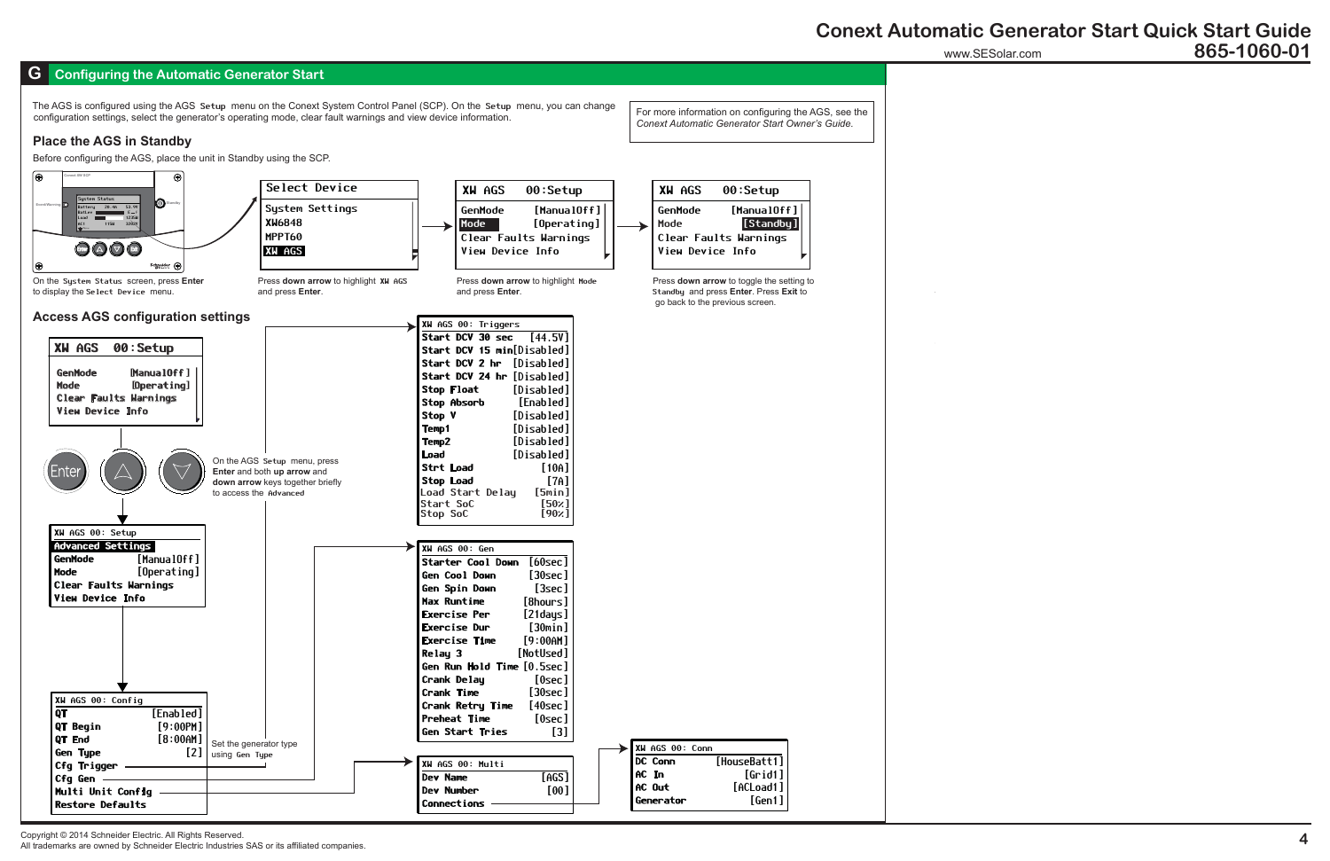# Conext Automatic Generator Start Quick Start Guide

www.SESolar.com

865-1060-01

## G Configuring the Automatic Generator Start

The AGS is configured using the AGS `Setup` menu on the Conext System Control Panel (SCP). On the `Setup` menu, you can change configuration settings, select the generator's operating mode, clear fault warnings and view device information.

For more information on configuring the AGS, see the *Conext Automatic Generator Start Owner's Guide.*

### Place the AGS in Standby

Before configuring the AGS, place the unit in Standby using the SCP.

On the `System Status` screen, press **Enter** to display the `Select Device` menu.

```
Select Device
System Settings
XW6848
MPPT60
XW AGS
```

Press **down arrow** to highlight `XW AGS` and press **Enter**.

```
XW AGS   00:Setup
GenMode        [ManualOff]
Mode           [Operating]
Clear Faults Warnings
View Device Info
```

Press **down arrow** to highlight `Mode` and press **Enter**.

```
XW AGS   00:Setup
GenMode        [ManualOff]
Mode           [Standby]
Clear Faults Warnings
View Device Info
```

Press **down arrow** to toggle the setting to `Standby` and press **Enter**. Press **Exit** to go back to the previous screen.

### Access AGS configuration settings

```
XW AGS   00:Setup
GenMode        [ManualOff]
Mode           [Operating]
Clear Faults Warnings
View Device Info
```

On the AGS `Setup` menu, press **Enter** and both **up arrow** and **down arrow** keys together briefly to access the `Advanced`

```
XW AGS 00: Setup
Advanced Settings
GenMode        [ManualOff]
Mode           [Operating]
Clear Faults Warnings
View Device Info
```

```
XW AGS 00: Config
QT                [Enabled]
QT Begin          [9:00PM]
QT End            [8:00AM]
Gen Type          [2]
Cfg Trigger
Cfg Gen
Multi Unit Config
Restore Defaults
```

Set the generator type using `Gen Type`

```
XW AGS 00: Triggers
Start DCV 30 sec     [44.5V]
Start DCV 15 min     [Disabled]
Start DCV 2 hr       [Disabled]
Start DCV 24 hr      [Disabled]
Stop Float           [Disabled]
Stop Absorb          [Enabled]
Stop V               [Disabled]
Temp1                [Disabled]
Temp2                [Disabled]
Load                 [Disabled]
Strt Load            [10A]
Stop Load            [7A]
Load Start Delay     [5min]
Start SoC            [50%]
Stop SoC             [90%]
```

```
XW AGS 00: Gen
Starter Cool Down    [60sec]
Gen Cool Down        [30sec]
Gen Spin Down        [3sec]
Max Runtime          [8hours]
Exercise Per         [21days]
Exercise Dur         [30min]
Exercise Time        [9:00AM]
Relay 3              [NotUsed]
Gen Run Hold Time    [0.5sec]
Crank Delay          [0sec]
Crank Time           [30sec]
Crank Retry Time     [40sec]
Preheat Time         [0sec]
Gen Start Tries      [3]
```

```
XW AGS 00: Multi
Dev Name             [AGS]
Dev Number           [00]
Connections
```

```
XW AGS 00: Conn
DC Conn              [HouseBatt1]
AC In                [Grid1]
AC Out               [ACLoad1]
Generator            [Gen1]
```

Copyright © 2014 Schneider Electric. All Rights Reserved.
All trademarks are owned by Schneider Electric Industries SAS or its affiliated companies.